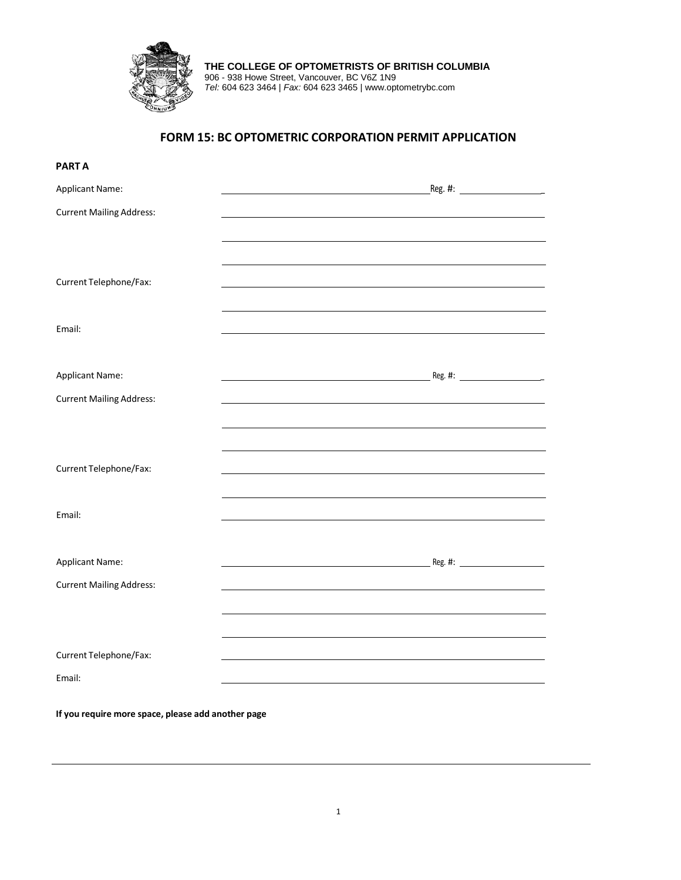**THE COLLEGE OF OPTOMETRISTS OF BRITISH COLUMBIA**
906 - 938 Howe Street, Vancouver, BC V6Z 1N9
*Tel:* 604 623 3464 | *Fax:* 604 623 3465 | www.optometrybc.com

# FORM 15: BC OPTOMETRIC CORPORATION PERMIT APPLICATION

**PART A**

Applicant Name: ______________________________ Reg. #: ______________

Current Mailing Address: ______________________________

______________________________

______________________________

Current Telephone/Fax: ______________________________

______________________________

Email: ______________________________

Applicant Name: ______________________________ Reg. #: ______________

Current Mailing Address: ______________________________

______________________________

______________________________

Current Telephone/Fax: ______________________________

______________________________

Email: ______________________________

Applicant Name: ______________________________ Reg. #: ______________

Current Mailing Address: ______________________________

______________________________

______________________________

Current Telephone/Fax: ______________________________

Email: ______________________________

**If you require more space, please add another page**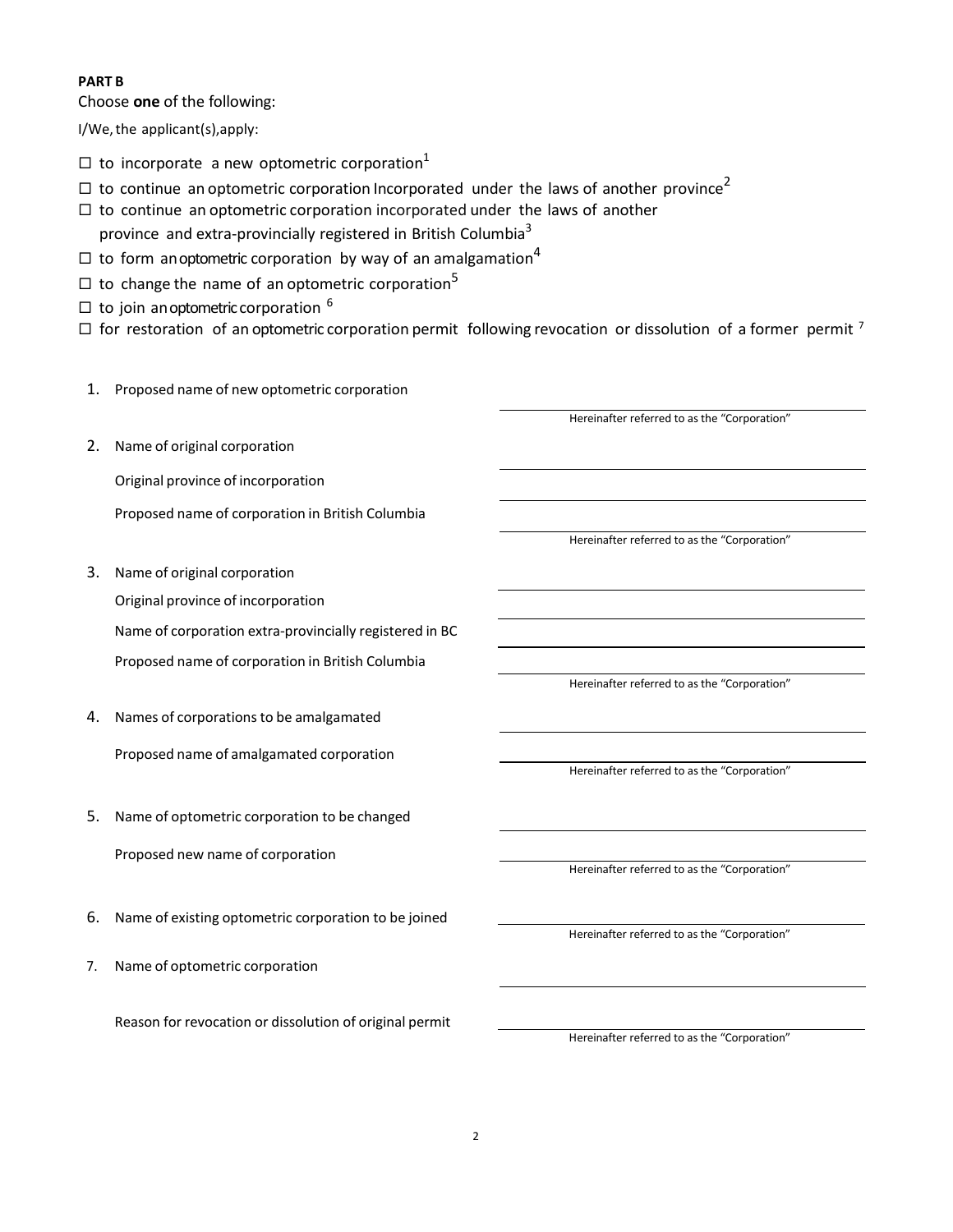**PART B**

Choose **one** of the following:

I/We, the applicant(s), apply:

- ☐ to incorporate a new optometric corporation[1]
- ☐ to continue an optometric corporation Incorporated under the laws of another province[2]
- ☐ to continue an optometric corporation incorporated under the laws of another province and extra-provincially registered in British Columbia[3]
- ☐ to form an optometric corporation by way of an amalgamation[4]
- ☐ to change the name of an optometric corporation[5]
- ☐ to join an optometric corporation [6]
- ☐ for restoration of an optometric corporation permit following revocation or dissolution of a former permit [7]

1. Proposed name of new optometric corporation ______________________
   Hereinafter referred to as the "Corporation"

2. Name of original corporation ______________________
   Original province of incorporation ______________________
   Proposed name of corporation in British Columbia ______________________
   Hereinafter referred to as the "Corporation"

3. Name of original corporation ______________________
   Original province of incorporation ______________________
   Name of corporation extra-provincially registered in BC ______________________
   Proposed name of corporation in British Columbia ______________________
   Hereinafter referred to as the "Corporation"

4. Names of corporations to be amalgamated ______________________
   Proposed name of amalgamated corporation ______________________
   Hereinafter referred to as the "Corporation"

5. Name of optometric corporation to be changed ______________________
   Proposed new name of corporation ______________________
   Hereinafter referred to as the "Corporation"

6. Name of existing optometric corporation to be joined ______________________
   Hereinafter referred to as the "Corporation"

7. Name of optometric corporation ______________________
   Reason for revocation or dissolution of original permit ______________________
   Hereinafter referred to as the "Corporation"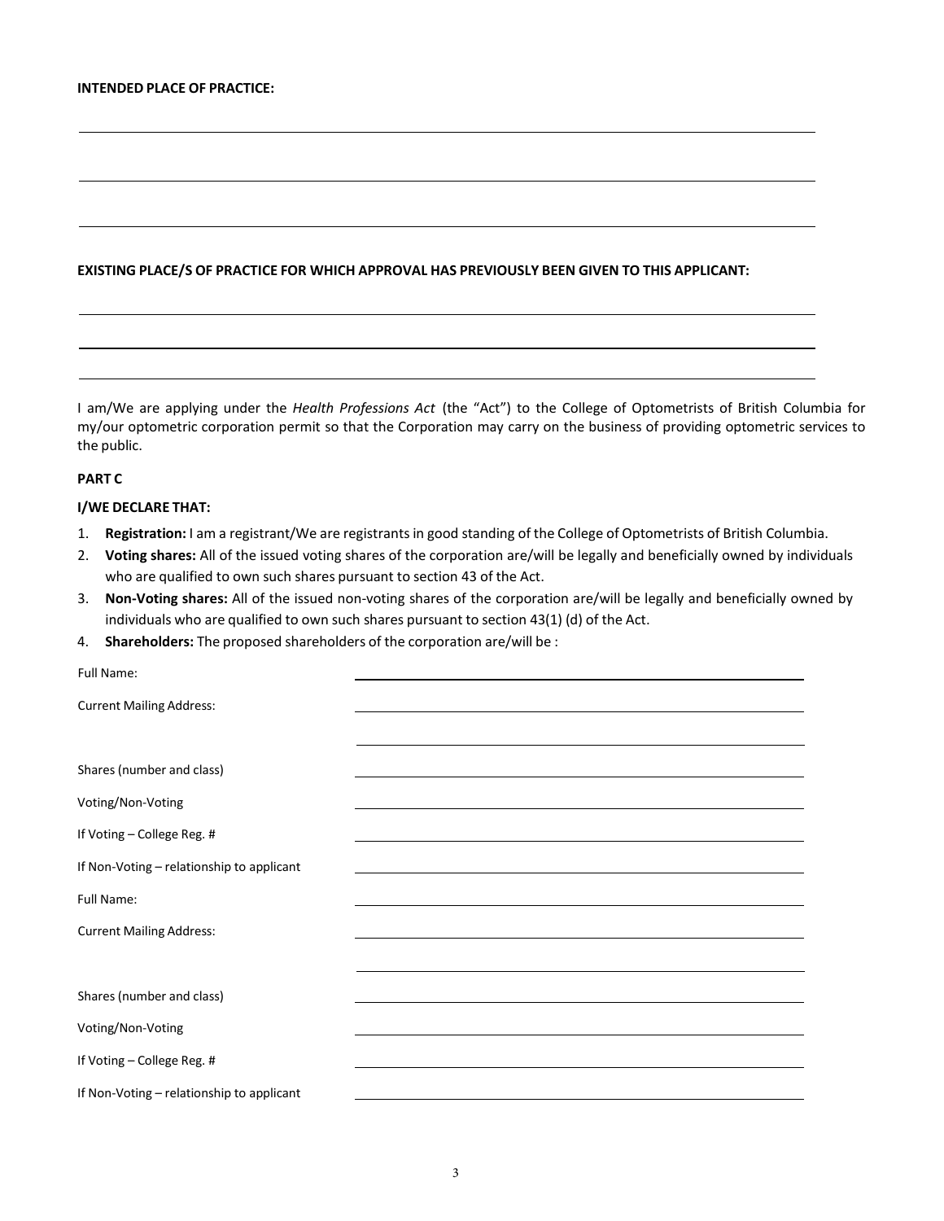**INTENDED PLACE OF PRACTICE:**

\_\_\_\_\_\_\_\_\_\_\_\_\_\_\_\_\_\_\_\_\_\_\_\_\_\_\_\_\_\_\_\_\_\_\_\_\_\_\_\_\_\_\_\_\_\_\_\_\_\_\_\_\_\_\_\_\_\_\_\_\_\_\_\_\_\_\_\_\_\_

\_\_\_\_\_\_\_\_\_\_\_\_\_\_\_\_\_\_\_\_\_\_\_\_\_\_\_\_\_\_\_\_\_\_\_\_\_\_\_\_\_\_\_\_\_\_\_\_\_\_\_\_\_\_\_\_\_\_\_\_\_\_\_\_\_\_\_\_\_\_

\_\_\_\_\_\_\_\_\_\_\_\_\_\_\_\_\_\_\_\_\_\_\_\_\_\_\_\_\_\_\_\_\_\_\_\_\_\_\_\_\_\_\_\_\_\_\_\_\_\_\_\_\_\_\_\_\_\_\_\_\_\_\_\_\_\_\_\_\_\_

**EXISTING PLACE/S OF PRACTICE FOR WHICH APPROVAL HAS PREVIOUSLY BEEN GIVEN TO THIS APPLICANT:**

\_\_\_\_\_\_\_\_\_\_\_\_\_\_\_\_\_\_\_\_\_\_\_\_\_\_\_\_\_\_\_\_\_\_\_\_\_\_\_\_\_\_\_\_\_\_\_\_\_\_\_\_\_\_\_\_\_\_\_\_\_\_\_\_\_\_\_\_\_\_

\_\_\_\_\_\_\_\_\_\_\_\_\_\_\_\_\_\_\_\_\_\_\_\_\_\_\_\_\_\_\_\_\_\_\_\_\_\_\_\_\_\_\_\_\_\_\_\_\_\_\_\_\_\_\_\_\_\_\_\_\_\_\_\_\_\_\_\_\_\_

\_\_\_\_\_\_\_\_\_\_\_\_\_\_\_\_\_\_\_\_\_\_\_\_\_\_\_\_\_\_\_\_\_\_\_\_\_\_\_\_\_\_\_\_\_\_\_\_\_\_\_\_\_\_\_\_\_\_\_\_\_\_\_\_\_\_\_\_\_\_

I am/We are applying under the *Health Professions Act* (the "Act") to the College of Optometrists of British Columbia for my/our optometric corporation permit so that the Corporation may carry on the business of providing optometric services to the public.

**PART C**

**I/WE DECLARE THAT:**

1. **Registration:** I am a registrant/We are registrants in good standing of the College of Optometrists of British Columbia.
2. **Voting shares:** All of the issued voting shares of the corporation are/will be legally and beneficially owned by individuals who are qualified to own such shares pursuant to section 43 of the Act.
3. **Non-Voting shares:** All of the issued non-voting shares of the corporation are/will be legally and beneficially owned by individuals who are qualified to own such shares pursuant to section 43(1) (d) of the Act.
4. **Shareholders:** The proposed shareholders of the corporation are/will be :

Full Name: \_\_\_\_\_\_\_\_\_\_\_\_\_\_\_\_\_\_\_\_\_\_\_\_\_\_\_\_\_\_\_\_\_\_\_\_\_\_\_\_

Current Mailing Address: \_\_\_\_\_\_\_\_\_\_\_\_\_\_\_\_\_\_\_\_\_\_\_\_\_\_\_\_\_\_\_\_\_\_\_\_\_\_\_\_

\_\_\_\_\_\_\_\_\_\_\_\_\_\_\_\_\_\_\_\_\_\_\_\_\_\_\_\_\_\_\_\_\_\_\_\_\_\_\_\_

Shares (number and class) \_\_\_\_\_\_\_\_\_\_\_\_\_\_\_\_\_\_\_\_\_\_\_\_\_\_\_\_\_\_\_\_\_\_\_\_\_\_\_\_

Voting/Non-Voting \_\_\_\_\_\_\_\_\_\_\_\_\_\_\_\_\_\_\_\_\_\_\_\_\_\_\_\_\_\_\_\_\_\_\_\_\_\_\_\_

If Voting – College Reg. # \_\_\_\_\_\_\_\_\_\_\_\_\_\_\_\_\_\_\_\_\_\_\_\_\_\_\_\_\_\_\_\_\_\_\_\_\_\_\_\_

If Non-Voting – relationship to applicant \_\_\_\_\_\_\_\_\_\_\_\_\_\_\_\_\_\_\_\_\_\_\_\_\_\_\_\_\_\_\_\_\_\_\_\_\_\_\_\_

Full Name: \_\_\_\_\_\_\_\_\_\_\_\_\_\_\_\_\_\_\_\_\_\_\_\_\_\_\_\_\_\_\_\_\_\_\_\_\_\_\_\_

Current Mailing Address: \_\_\_\_\_\_\_\_\_\_\_\_\_\_\_\_\_\_\_\_\_\_\_\_\_\_\_\_\_\_\_\_\_\_\_\_\_\_\_\_

\_\_\_\_\_\_\_\_\_\_\_\_\_\_\_\_\_\_\_\_\_\_\_\_\_\_\_\_\_\_\_\_\_\_\_\_\_\_\_\_

Shares (number and class) \_\_\_\_\_\_\_\_\_\_\_\_\_\_\_\_\_\_\_\_\_\_\_\_\_\_\_\_\_\_\_\_\_\_\_\_\_\_\_\_

Voting/Non-Voting \_\_\_\_\_\_\_\_\_\_\_\_\_\_\_\_\_\_\_\_\_\_\_\_\_\_\_\_\_\_\_\_\_\_\_\_\_\_\_\_

If Voting – College Reg. # \_\_\_\_\_\_\_\_\_\_\_\_\_\_\_\_\_\_\_\_\_\_\_\_\_\_\_\_\_\_\_\_\_\_\_\_\_\_\_\_

If Non-Voting – relationship to applicant \_\_\_\_\_\_\_\_\_\_\_\_\_\_\_\_\_\_\_\_\_\_\_\_\_\_\_\_\_\_\_\_\_\_\_\_\_\_\_\_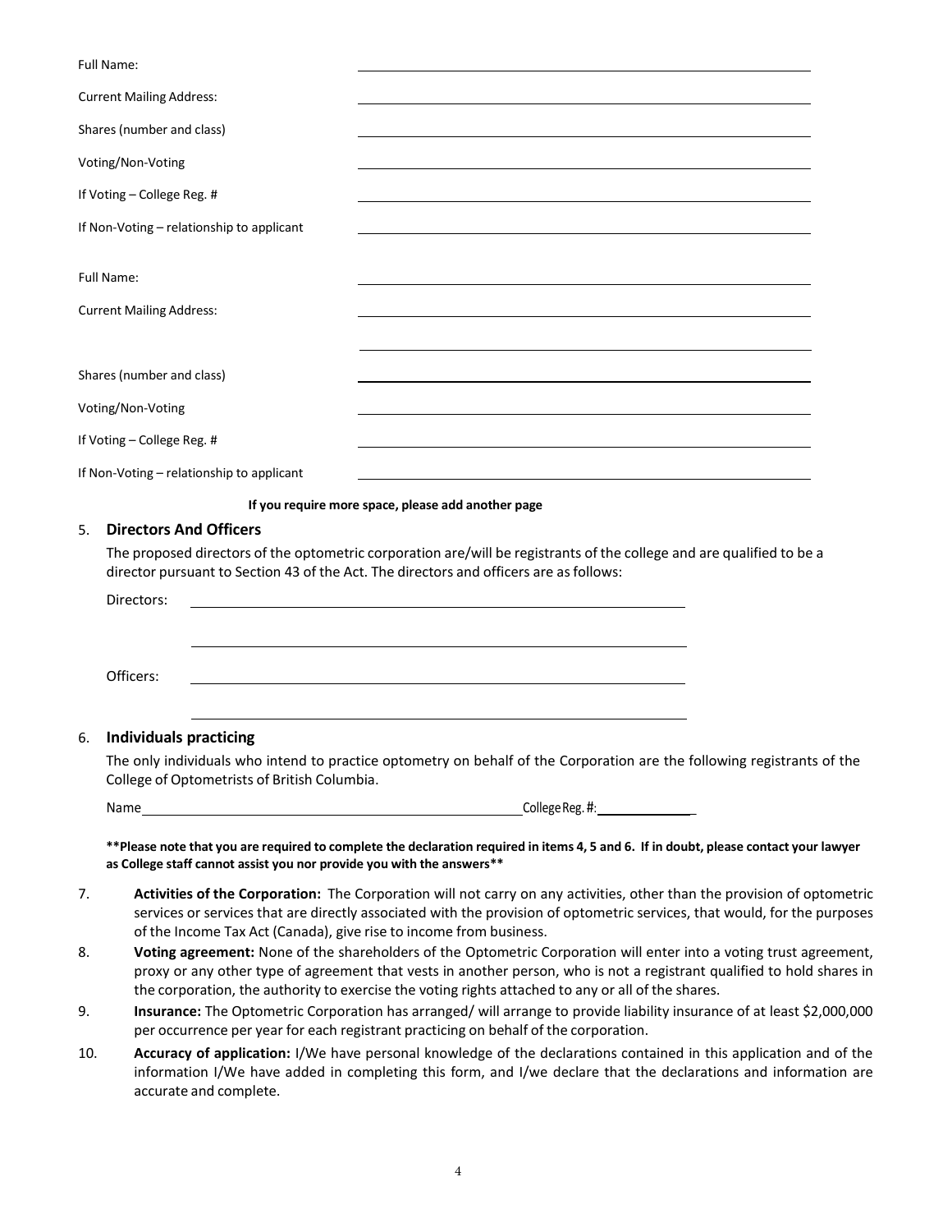Full Name: ______________________________

Current Mailing Address: ______________________________

Shares (number and class) ______________________________

Voting/Non-Voting ______________________________

If Voting – College Reg. # ______________________________

If Non-Voting – relationship to applicant ______________________________

Full Name: ______________________________

Current Mailing Address: ______________________________

______________________________

Shares (number and class) ______________________________

Voting/Non-Voting ______________________________

If Voting – College Reg. # ______________________________

If Non-Voting – relationship to applicant ______________________________

**If you require more space, please add another page**

5. **Directors And Officers**

   The proposed directors of the optometric corporation are/will be registrants of the college and are qualified to be a director pursuant to Section 43 of the Act. The directors and officers are as follows:

   Directors: ______________________________

   ______________________________

   Officers: ______________________________

   ______________________________

6. **Individuals practicing**

   The only individuals who intend to practice optometry on behalf of the Corporation are the following registrants of the College of Optometrists of British Columbia.

   Name ______________________________ College Reg. #: ______________

**\*\*Please note that you are required to complete the declaration required in items 4, 5 and 6. If in doubt, please contact your lawyer as College staff cannot assist you nor provide you with the answers\*\***

7. **Activities of the Corporation:** The Corporation will not carry on any activities, other than the provision of optometric services or services that are directly associated with the provision of optometric services, that would, for the purposes of the Income Tax Act (Canada), give rise to income from business.
8. **Voting agreement:** None of the shareholders of the Optometric Corporation will enter into a voting trust agreement, proxy or any other type of agreement that vests in another person, who is not a registrant qualified to hold shares in the corporation, the authority to exercise the voting rights attached to any or all of the shares.
9. **Insurance:** The Optometric Corporation has arranged/ will arrange to provide liability insurance of at least $2,000,000 per occurrence per year for each registrant practicing on behalf of the corporation.
10. **Accuracy of application:** I/We have personal knowledge of the declarations contained in this application and of the information I/We have added in completing this form, and I/we declare that the declarations and information are accurate and complete.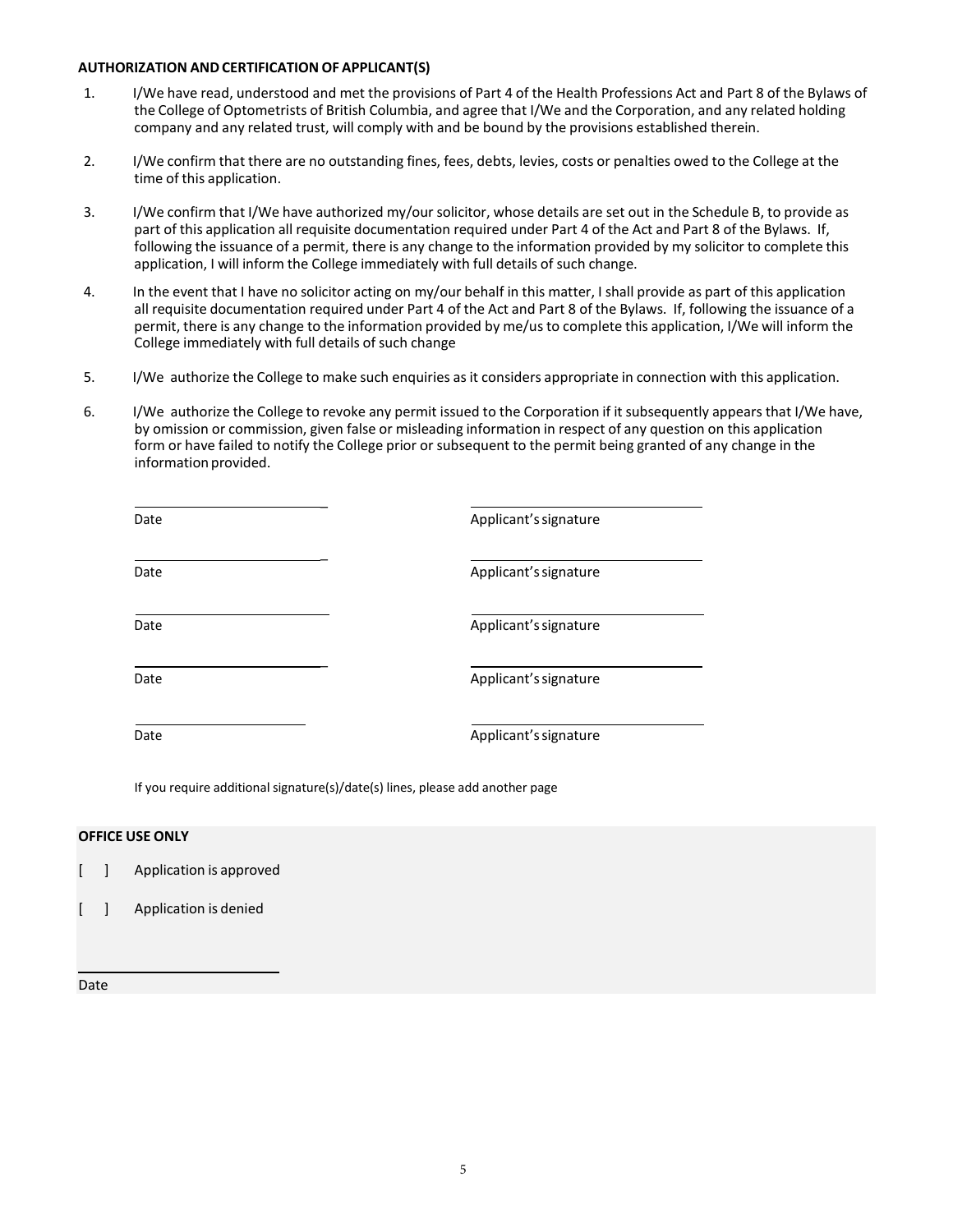**AUTHORIZATION AND CERTIFICATION OF APPLICANT(S)**

1. I/We have read, understood and met the provisions of Part 4 of the Health Professions Act and Part 8 of the Bylaws of the College of Optometrists of British Columbia, and agree that I/We and the Corporation, and any related holding company and any related trust, will comply with and be bound by the provisions established therein.

2. I/We confirm that there are no outstanding fines, fees, debts, levies, costs or penalties owed to the College at the time of this application.

3. I/We confirm that I/We have authorized my/our solicitor, whose details are set out in the Schedule B, to provide as part of this application all requisite documentation required under Part 4 of the Act and Part 8 of the Bylaws. If, following the issuance of a permit, there is any change to the information provided by my solicitor to complete this application, I will inform the College immediately with full details of such change.

4. In the event that I have no solicitor acting on my/our behalf in this matter, I shall provide as part of this application all requisite documentation required under Part 4 of the Act and Part 8 of the Bylaws. If, following the issuance of a permit, there is any change to the information provided by me/us to complete this application, I/We will inform the College immediately with full details of such change

5. I/We authorize the College to make such enquiries as it considers appropriate in connection with this application.

6. I/We authorize the College to revoke any permit issued to the Corporation if it subsequently appears that I/We have, by omission or commission, given false or misleading information in respect of any question on this application form or have failed to notify the College prior or subsequent to the permit being granted of any change in the information provided.

| | |
|---|---|
| ______________________ | ______________________ |
| Date | Applicant's signature |
| ______________________ | ______________________ |
| Date | Applicant's signature |
| ______________________ | ______________________ |
| Date | Applicant's signature |
| ______________________ | ______________________ |
| Date | Applicant's signature |
| ______________________ | ______________________ |
| Date | Applicant's signature |

If you require additional signature(s)/date(s) lines, please add another page

**OFFICE USE ONLY**

[ ] Application is approved

[ ] Application is denied

______________________

Date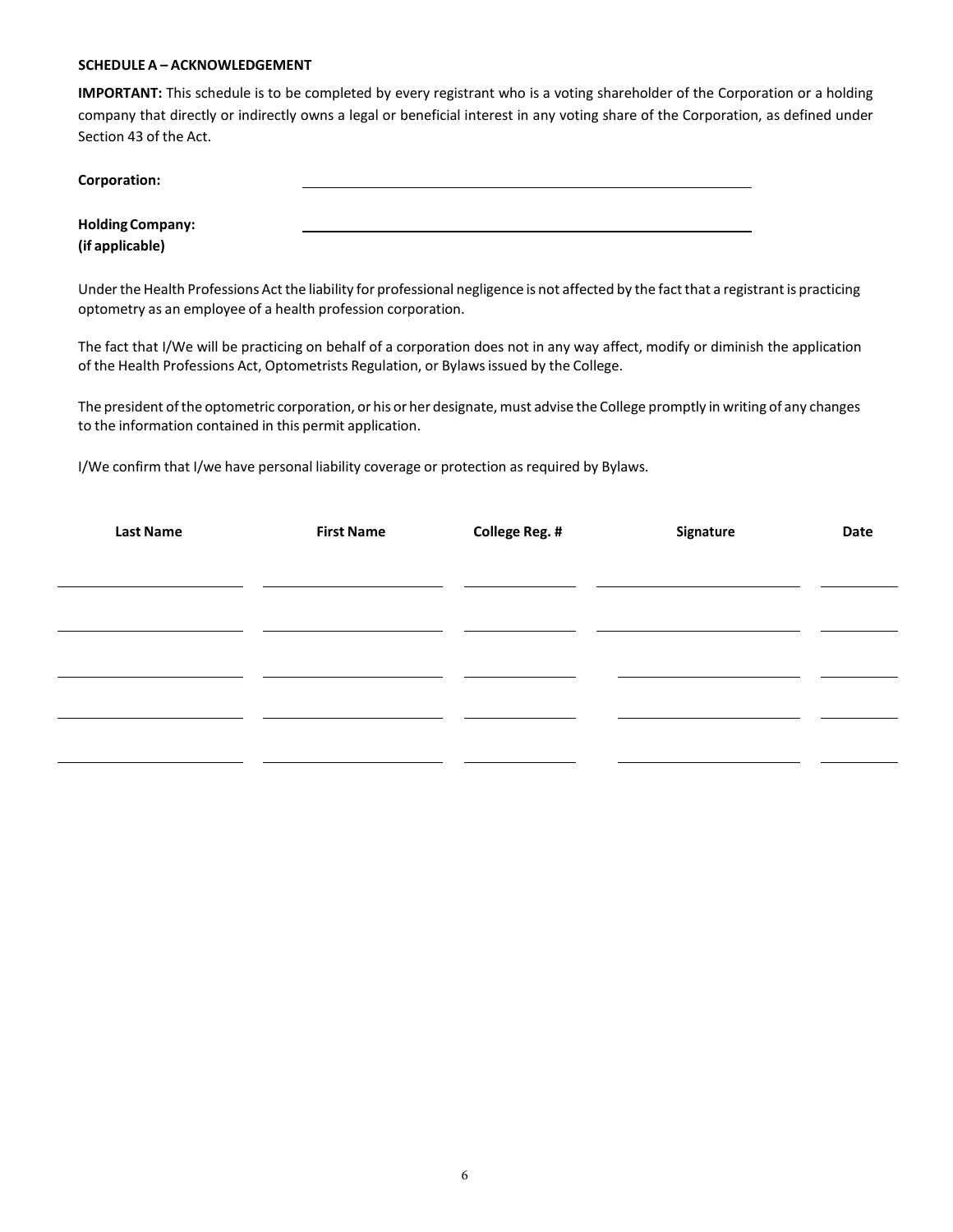**SCHEDULE A – ACKNOWLEDGEMENT**

**IMPORTANT:** This schedule is to be completed by every registrant who is a voting shareholder of the Corporation or a holding company that directly or indirectly owns a legal or beneficial interest in any voting share of the Corporation, as defined under Section 43 of the Act.

**Corporation:** \_\_\_\_\_\_\_\_\_\_\_\_\_\_\_\_\_\_\_\_\_\_\_\_\_\_\_\_\_\_\_\_\_\_\_\_\_\_\_\_

**Holding Company:**
**(if applicable)** \_\_\_\_\_\_\_\_\_\_\_\_\_\_\_\_\_\_\_\_\_\_\_\_\_\_\_\_\_\_\_\_\_\_\_\_\_\_\_\_

Under the Health Professions Act the liability for professional negligence is not affected by the fact that a registrant is practicing optometry as an employee of a health profession corporation.

The fact that I/We will be practicing on behalf of a corporation does not in any way affect, modify or diminish the application of the Health Professions Act, Optometrists Regulation, or Bylaws issued by the College.

The president of the optometric corporation, or his or her designate, must advise the College promptly in writing of any changes to the information contained in this permit application.

I/We confirm that I/we have personal liability coverage or protection as required by Bylaws.

| Last Name | First Name | College Reg. # | Signature | Date |
|---|---|---|---|---|
| | | | | |
| | | | | |
| | | | | |
| | | | | |
| | | | | |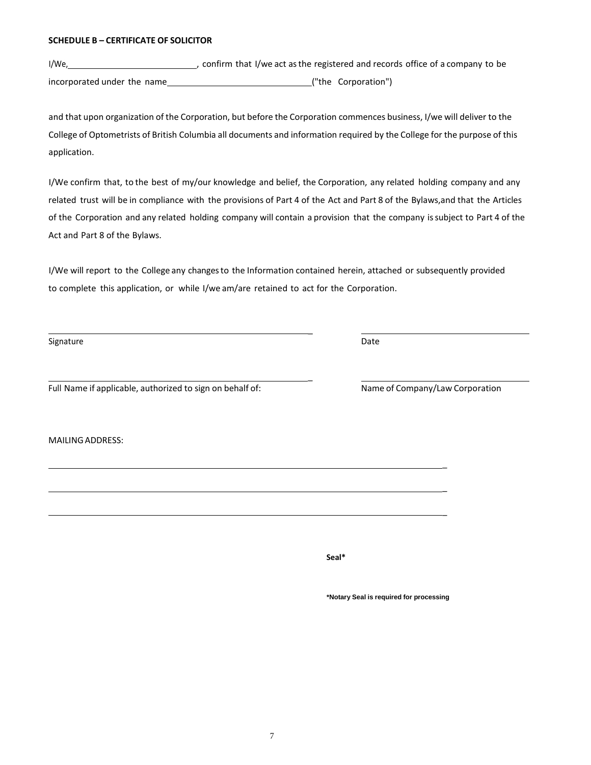**SCHEDULE B – CERTIFICATE OF SOLICITOR**

I/We,\_\_\_\_\_\_\_\_\_\_\_\_\_\_\_\_\_\_\_\_\_\_\_\_\_\_\_\_, confirm that I/we act as the registered and records office of a company to be incorporated under the name\_\_\_\_\_\_\_\_\_\_\_\_\_\_\_\_\_\_\_\_\_\_\_\_\_\_\_\_\_\_\_("the Corporation")

and that upon organization of the Corporation, but before the Corporation commences business, I/we will deliver to the College of Optometrists of British Columbia all documents and information required by the College for the purpose of this application.

I/We confirm that, to the best of my/our knowledge and belief, the Corporation, any related holding company and any related trust will be in compliance with the provisions of Part 4 of the Act and Part 8 of the Bylaws,and that the Articles of the Corporation and any related holding company will contain a provision that the company is subject to Part 4 of the Act and Part 8 of the Bylaws.

I/We will report to the College any changes to the Information contained herein, attached or subsequently provided to complete this application, or while I/we am/are retained to act for the Corporation.

\_\_\_\_\_\_\_\_\_\_\_\_\_\_\_\_\_\_\_\_\_\_\_\_\_\_\_\_\_\_\_\_\_\_\_\_\_\_\_\_\_\_\_\_ \_\_\_\_\_\_\_\_\_\_\_\_\_\_\_\_\_\_\_\_\_\_\_\_\_\_\_\_
Signature Date

\_\_\_\_\_\_\_\_\_\_\_\_\_\_\_\_\_\_\_\_\_\_\_\_\_\_\_\_\_\_\_\_\_\_\_\_\_\_\_\_\_\_\_\_ \_\_\_\_\_\_\_\_\_\_\_\_\_\_\_\_\_\_\_\_\_\_\_\_\_\_\_\_
Full Name if applicable, authorized to sign on behalf of: Name of Company/Law Corporation

MAILING ADDRESS:

\_\_\_\_\_\_\_\_\_\_\_\_\_\_\_\_\_\_\_\_\_\_\_\_\_\_\_\_\_\_\_\_\_\_\_\_\_\_\_\_\_\_\_\_\_\_\_\_\_\_\_\_\_\_\_\_\_\_\_\_

\_\_\_\_\_\_\_\_\_\_\_\_\_\_\_\_\_\_\_\_\_\_\_\_\_\_\_\_\_\_\_\_\_\_\_\_\_\_\_\_\_\_\_\_\_\_\_\_\_\_\_\_\_\_\_\_\_\_\_\_

\_\_\_\_\_\_\_\_\_\_\_\_\_\_\_\_\_\_\_\_\_\_\_\_\_\_\_\_\_\_\_\_\_\_\_\_\_\_\_\_\_\_\_\_\_\_\_\_\_\_\_\_\_\_\_\_\_\_\_\_

**Seal\***

**\*Notary Seal is required for processing**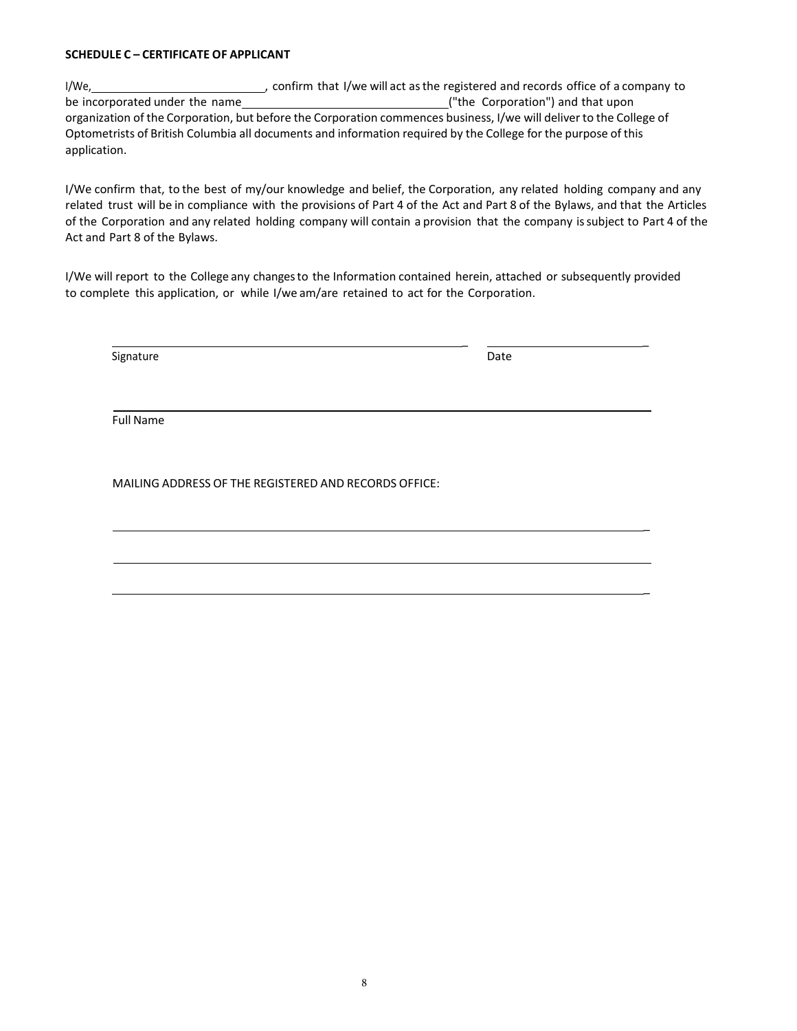**SCHEDULE C – CERTIFICATE OF APPLICANT**

I/We, ____________________________, confirm that I/we will act as the registered and records office of a company to be incorporated under the name ________________________________ ("the Corporation") and that upon organization of the Corporation, but before the Corporation commences business, I/we will deliver to the College of Optometrists of British Columbia all documents and information required by the College for the purpose of this application.

I/We confirm that, to the best of my/our knowledge and belief, the Corporation, any related holding company and any related trust will be in compliance with the provisions of Part 4 of the Act and Part 8 of the Bylaws, and that the Articles of the Corporation and any related holding company will contain a provision that the company is subject to Part 4 of the Act and Part 8 of the Bylaws.

I/We will report to the College any changes to the Information contained herein, attached or subsequently provided to complete this application, or while I/we am/are retained to act for the Corporation.

______________________________________________ ________________________

Signature Date

______________________________________________________________________

Full Name

MAILING ADDRESS OF THE REGISTERED AND RECORDS OFFICE:

______________________________________________________________________

______________________________________________________________________

______________________________________________________________________